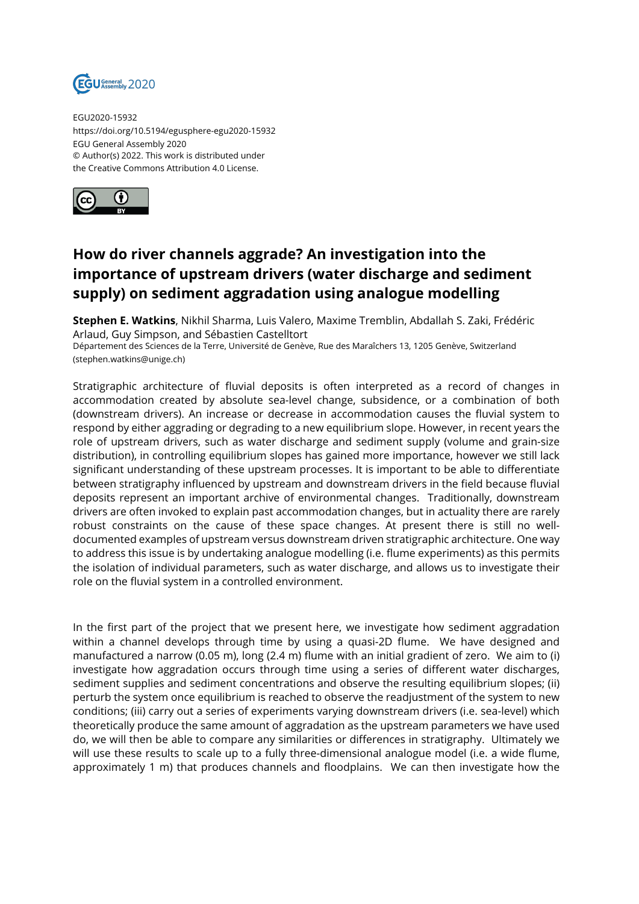EGU2020-15932
https://doi.org/10.5194/egusphere-egu2020-15932
EGU General Assembly 2020
© Author(s) 2022. This work is distributed under
the Creative Commons Attribution 4.0 License.

# How do river channels aggrade? An investigation into the importance of upstream drivers (water discharge and sediment supply) on sediment aggradation using analogue modelling

**Stephen E. Watkins**, Nikhil Sharma, Luis Valero, Maxime Tremblin, Abdallah S. Zaki, Frédéric Arlaud, Guy Simpson, and Sébastien Castelltort

Département des Sciences de la Terre, Université de Genève, Rue des Maraîchers 13, 1205 Genève, Switzerland (stephen.watkins@unige.ch)

Stratigraphic architecture of fluvial deposits is often interpreted as a record of changes in accommodation created by absolute sea-level change, subsidence, or a combination of both (downstream drivers). An increase or decrease in accommodation causes the fluvial system to respond by either aggrading or degrading to a new equilibrium slope. However, in recent years the role of upstream drivers, such as water discharge and sediment supply (volume and grain-size distribution), in controlling equilibrium slopes has gained more importance, however we still lack significant understanding of these upstream processes. It is important to be able to differentiate between stratigraphy influenced by upstream and downstream drivers in the field because fluvial deposits represent an important archive of environmental changes. Traditionally, downstream drivers are often invoked to explain past accommodation changes, but in actuality there are rarely robust constraints on the cause of these space changes. At present there is still no well-documented examples of upstream versus downstream driven stratigraphic architecture. One way to address this issue is by undertaking analogue modelling (i.e. flume experiments) as this permits the isolation of individual parameters, such as water discharge, and allows us to investigate their role on the fluvial system in a controlled environment.

In the first part of the project that we present here, we investigate how sediment aggradation within a channel develops through time by using a quasi-2D flume. We have designed and manufactured a narrow (0.05 m), long (2.4 m) flume with an initial gradient of zero. We aim to (i) investigate how aggradation occurs through time using a series of different water discharges, sediment supplies and sediment concentrations and observe the resulting equilibrium slopes; (ii) perturb the system once equilibrium is reached to observe the readjustment of the system to new conditions; (iii) carry out a series of experiments varying downstream drivers (i.e. sea-level) which theoretically produce the same amount of aggradation as the upstream parameters we have used do, we will then be able to compare any similarities or differences in stratigraphy. Ultimately we will use these results to scale up to a fully three-dimensional analogue model (i.e. a wide flume, approximately 1 m) that produces channels and floodplains. We can then investigate how the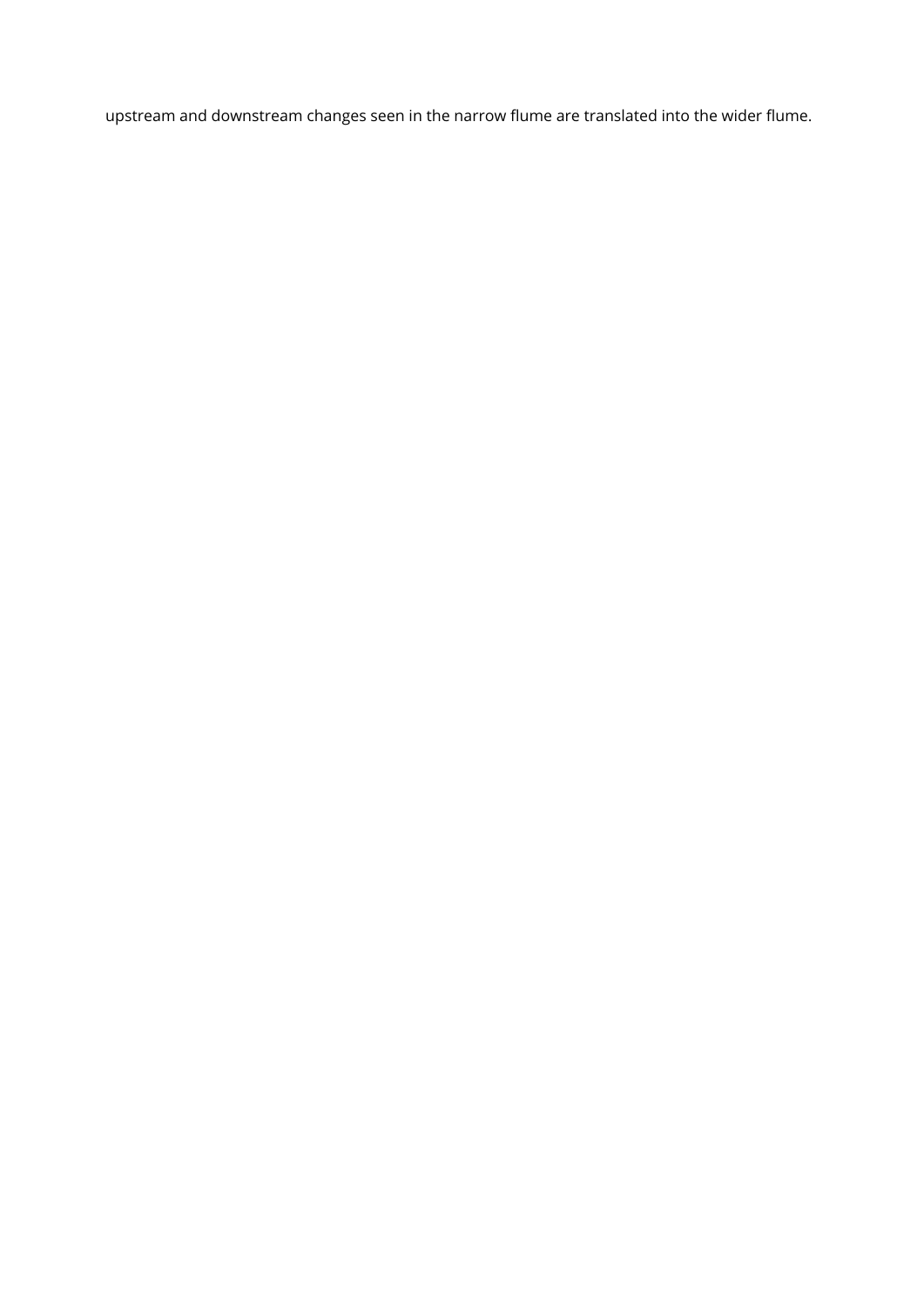upstream and downstream changes seen in the narrow flume are translated into the wider flume.